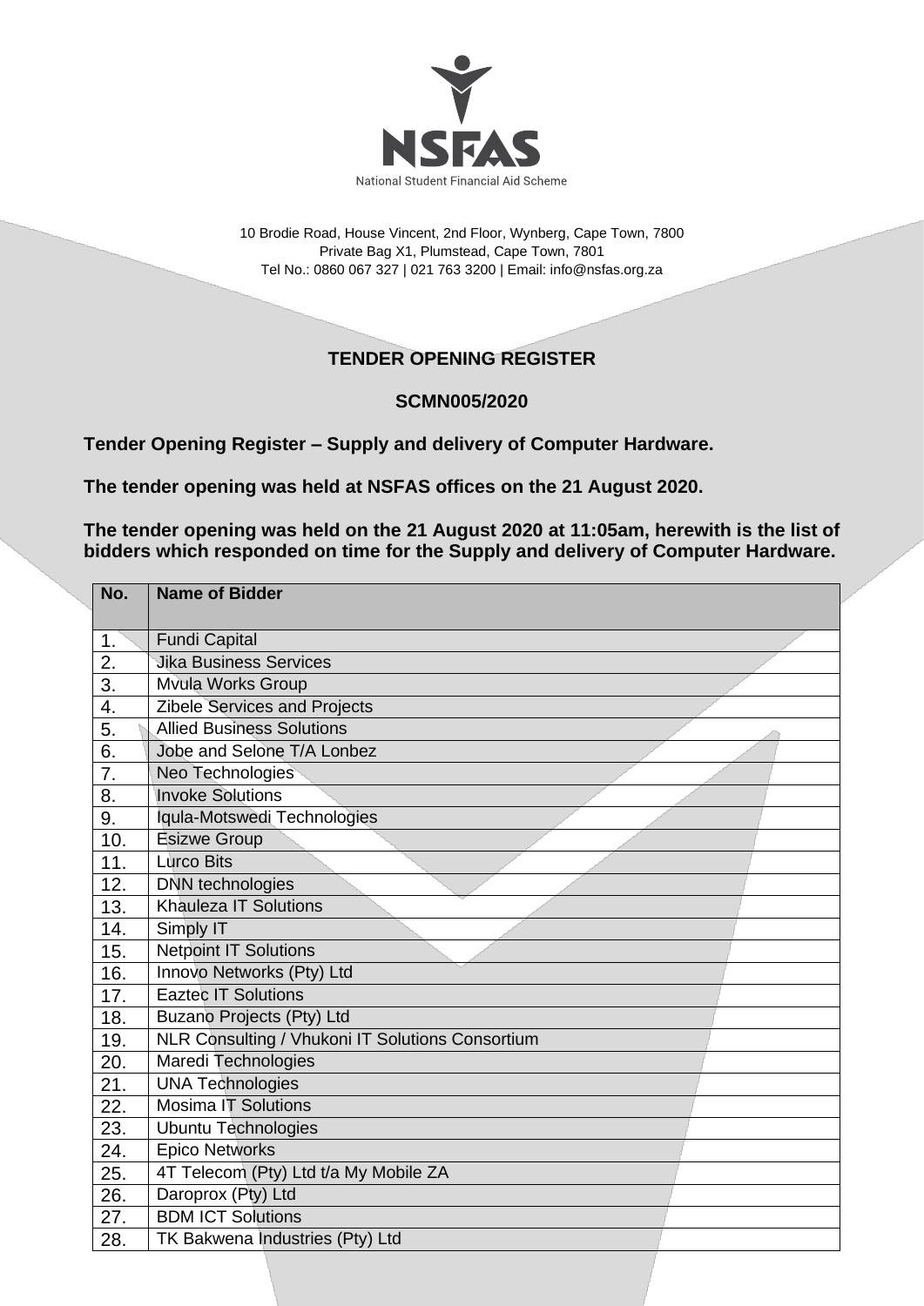NSFAS

National Student Financial Aid Scheme

10 Brodie Road, House Vincent, 2nd Floor, Wynberg, Cape Town, 7800
Private Bag X1, Plumstead, Cape Town, 7801
Tel No.: 0860 067 327 | 021 763 3200 | Email: info@nsfas.org.za

## TENDER OPENING REGISTER

## SCMN005/2020

**Tender Opening Register – Supply and delivery of Computer Hardware.**

**The tender opening was held at NSFAS offices on the 21 August 2020.**

**The tender opening was held on the 21 August 2020 at 11:05am, herewith is the list of bidders which responded on time for the Supply and delivery of Computer Hardware.**

| No. | Name of Bidder |
|---|---|
| 1. | Fundi Capital |
| 2. | Jika Business Services |
| 3. | Mvula Works Group |
| 4. | Zibele Services and Projects |
| 5. | Allied Business Solutions |
| 6. | Jobe and Selone T/A Lonbez |
| 7. | Neo Technologies |
| 8. | Invoke Solutions |
| 9. | Iqula-Motswedi Technologies |
| 10. | Esizwe Group |
| 11. | Lurco Bits |
| 12. | DNN technologies |
| 13. | Khauleza IT Solutions |
| 14. | Simply IT |
| 15. | Netpoint IT Solutions |
| 16. | Innovo Networks (Pty) Ltd |
| 17. | Eaztec IT Solutions |
| 18. | Buzano Projects (Pty) Ltd |
| 19. | NLR Consulting / Vhukoni IT Solutions Consortium |
| 20. | Maredi Technologies |
| 21. | UNA Technologies |
| 22. | Mosima IT Solutions |
| 23. | Ubuntu Technologies |
| 24. | Epico Networks |
| 25. | 4T Telecom (Pty) Ltd t/a My Mobile ZA |
| 26. | Daroprox (Pty) Ltd |
| 27. | BDM ICT Solutions |
| 28. | TK Bakwena Industries (Pty) Ltd |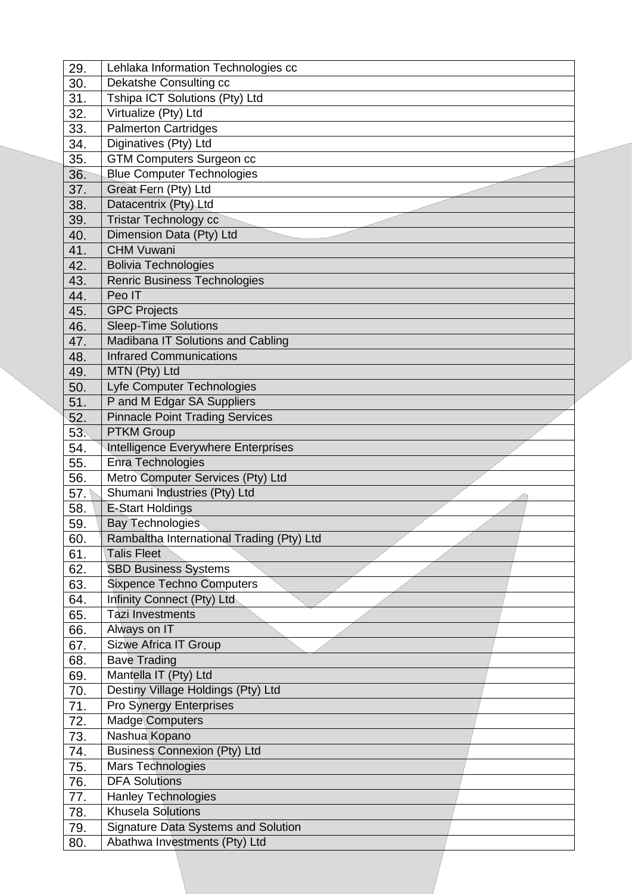| | |
|---|---|
| 29. | Lehlaka Information Technologies cc |
| 30. | Dekatshe Consulting cc |
| 31. | Tshipa ICT Solutions (Pty) Ltd |
| 32. | Virtualize (Pty) Ltd |
| 33. | Palmerton Cartridges |
| 34. | Diginatives (Pty) Ltd |
| 35. | GTM Computers Surgeon cc |
| 36. | Blue Computer Technologies |
| 37. | Great Fern (Pty) Ltd |
| 38. | Datacentrix (Pty) Ltd |
| 39. | Tristar Technology cc |
| 40. | Dimension Data (Pty) Ltd |
| 41. | CHM Vuwani |
| 42. | Bolivia Technologies |
| 43. | Renric Business Technologies |
| 44. | Peo IT |
| 45. | GPC Projects |
| 46. | Sleep-Time Solutions |
| 47. | Madibana IT Solutions and Cabling |
| 48. | Infrared Communications |
| 49. | MTN (Pty) Ltd |
| 50. | Lyfe Computer Technologies |
| 51. | P and M Edgar SA Suppliers |
| 52. | Pinnacle Point Trading Services |
| 53. | PTKM Group |
| 54. | Intelligence Everywhere Enterprises |
| 55. | Enra Technologies |
| 56. | Metro Computer Services (Pty) Ltd |
| 57. | Shumani Industries (Pty) Ltd |
| 58. | E-Start Holdings |
| 59. | Bay Technologies |
| 60. | Rambaltha International Trading (Pty) Ltd |
| 61. | Talis Fleet |
| 62. | SBD Business Systems |
| 63. | Sixpence Techno Computers |
| 64. | Infinity Connect (Pty) Ltd |
| 65. | Tazi Investments |
| 66. | Always on IT |
| 67. | Sizwe Africa IT Group |
| 68. | Bave Trading |
| 69. | Mantella IT (Pty) Ltd |
| 70. | Destiny Village Holdings (Pty) Ltd |
| 71. | Pro Synergy Enterprises |
| 72. | Madge Computers |
| 73. | Nashua Kopano |
| 74. | Business Connexion (Pty) Ltd |
| 75. | Mars Technologies |
| 76. | DFA Solutions |
| 77. | Hanley Technologies |
| 78. | Khusela Solutions |
| 79. | Signature Data Systems and Solution |
| 80. | Abathwa Investments (Pty) Ltd |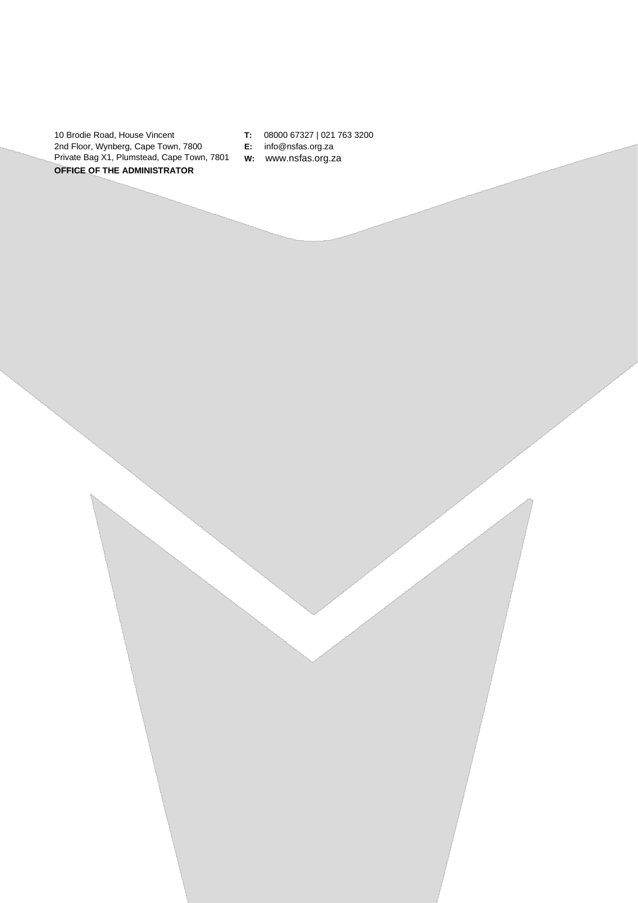10 Brodie Road, House Vincent
2nd Floor, Wynberg, Cape Town, 7800
Private Bag X1, Plumstead, Cape Town, 7801

**OFFICE OF THE ADMINISTRATOR**

**T:** 08000 67327 | 021 763 3200
**E:** info@nsfas.org.za
**W:** www.nsfas.org.za